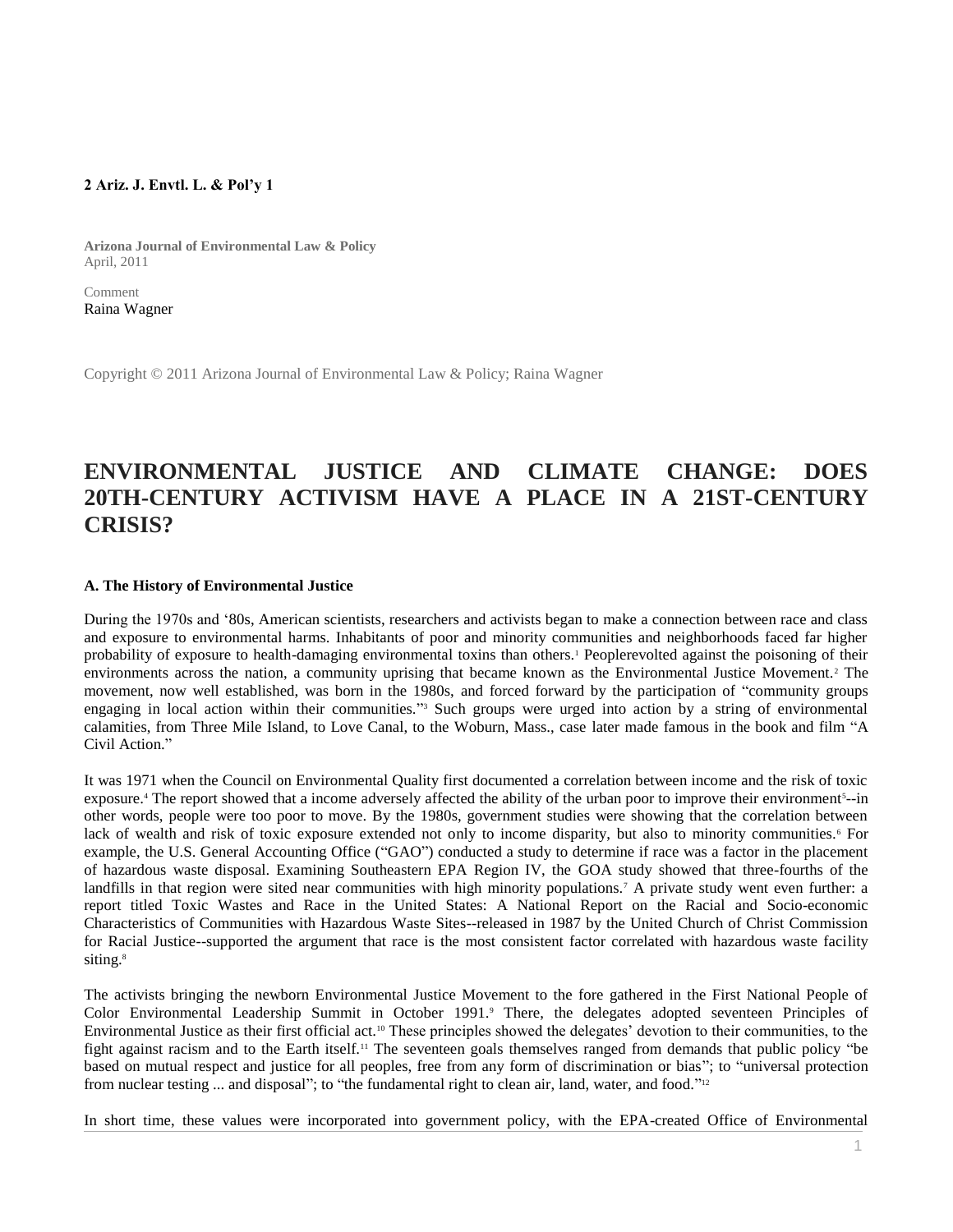**2 Ariz. J. Envtl. L. & Pol'y 1**

**Arizona Journal of Environmental Law & Policy**
April, 2011

Comment
Raina Wagner

Copyright © 2011 Arizona Journal of Environmental Law & Policy; Raina Wagner

# ENVIRONMENTAL JUSTICE AND CLIMATE CHANGE: DOES 20TH-CENTURY ACTIVISM HAVE A PLACE IN A 21ST-CENTURY CRISIS?

### A. The History of Environmental Justice

During the 1970s and '80s, American scientists, researchers and activists began to make a connection between race and class and exposure to environmental harms. Inhabitants of poor and minority communities and neighborhoods faced far higher probability of exposure to health-damaging environmental toxins than others.[1] Peoplerevolted against the poisoning of their environments across the nation, a community uprising that became known as the Environmental Justice Movement.[2] The movement, now well established, was born in the 1980s, and forced forward by the participation of "community groups engaging in local action within their communities."[3] Such groups were urged into action by a string of environmental calamities, from Three Mile Island, to Love Canal, to the Woburn, Mass., case later made famous in the book and film "A Civil Action."

It was 1971 when the Council on Environmental Quality first documented a correlation between income and the risk of toxic exposure.[4] The report showed that a income adversely affected the ability of the urban poor to improve their environment[5]--in other words, people were too poor to move. By the 1980s, government studies were showing that the correlation between lack of wealth and risk of toxic exposure extended not only to income disparity, but also to minority communities.[6] For example, the U.S. General Accounting Office ("GAO") conducted a study to determine if race was a factor in the placement of hazardous waste disposal. Examining Southeastern EPA Region IV, the GOA study showed that three-fourths of the landfills in that region were sited near communities with high minority populations.[7] A private study went even further: a report titled Toxic Wastes and Race in the United States: A National Report on the Racial and Socio-economic Characteristics of Communities with Hazardous Waste Sites--released in 1987 by the United Church of Christ Commission for Racial Justice--supported the argument that race is the most consistent factor correlated with hazardous waste facility siting.[8]

The activists bringing the newborn Environmental Justice Movement to the fore gathered in the First National People of Color Environmental Leadership Summit in October 1991.[9] There, the delegates adopted seventeen Principles of Environmental Justice as their first official act.[10] These principles showed the delegates' devotion to their communities, to the fight against racism and to the Earth itself.[11] The seventeen goals themselves ranged from demands that public policy "be based on mutual respect and justice for all peoples, free from any form of discrimination or bias"; to "universal protection from nuclear testing ... and disposal"; to "the fundamental right to clean air, land, water, and food."[12]

In short time, these values were incorporated into government policy, with the EPA-created Office of Environmental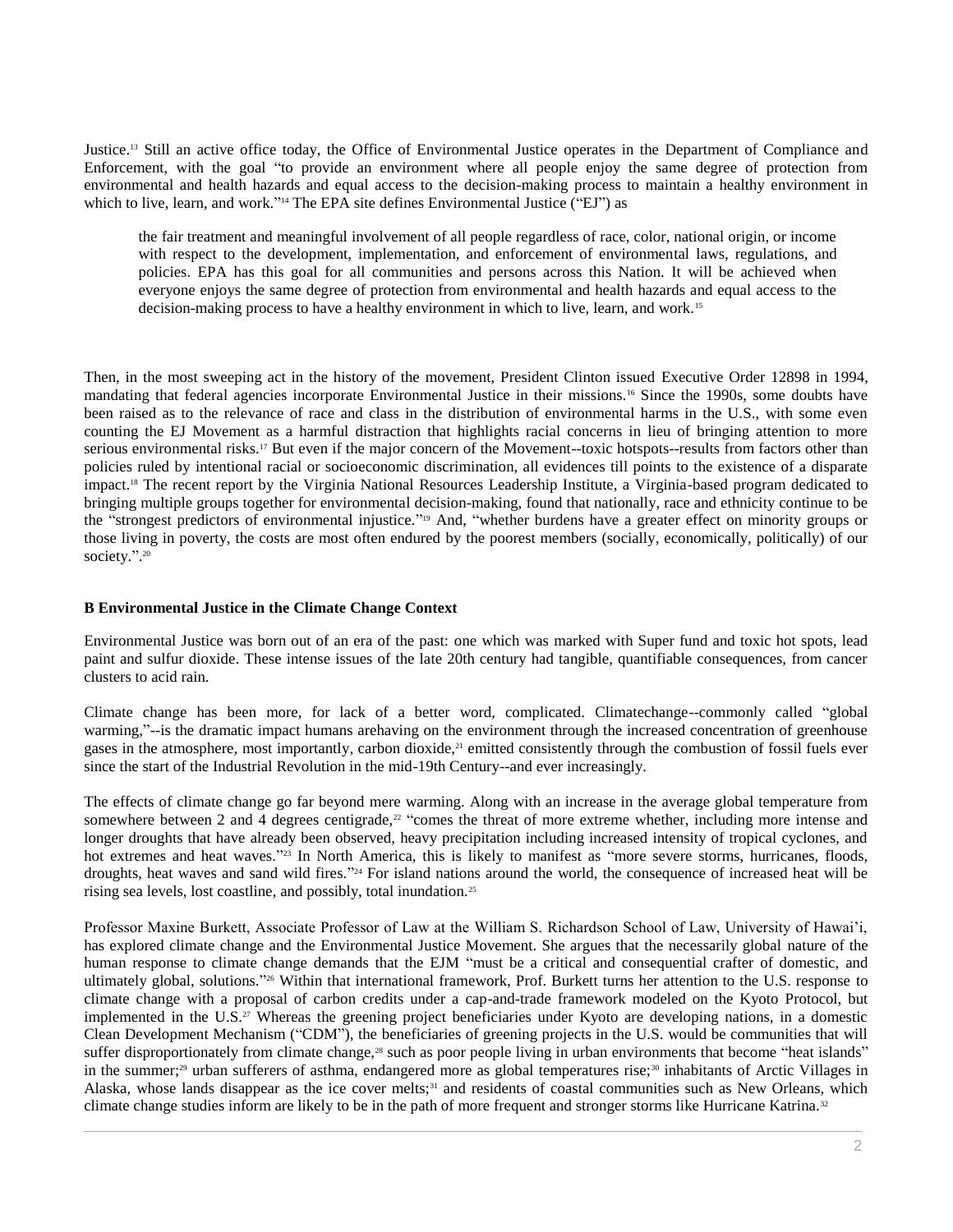Justice.[13] Still an active office today, the Office of Environmental Justice operates in the Department of Compliance and Enforcement, with the goal "to provide an environment where all people enjoy the same degree of protection from environmental and health hazards and equal access to the decision-making process to maintain a healthy environment in which to live, learn, and work."[14] The EPA site defines Environmental Justice ("EJ") as

> the fair treatment and meaningful involvement of all people regardless of race, color, national origin, or income with respect to the development, implementation, and enforcement of environmental laws, regulations, and policies. EPA has this goal for all communities and persons across this Nation. It will be achieved when everyone enjoys the same degree of protection from environmental and health hazards and equal access to the decision-making process to have a healthy environment in which to live, learn, and work.[15]

Then, in the most sweeping act in the history of the movement, President Clinton issued Executive Order 12898 in 1994, mandating that federal agencies incorporate Environmental Justice in their missions.[16] Since the 1990s, some doubts have been raised as to the relevance of race and class in the distribution of environmental harms in the U.S., with some even counting the EJ Movement as a harmful distraction that highlights racial concerns in lieu of bringing attention to more serious environmental risks.[17] But even if the major concern of the Movement--toxic hotspots--results from factors other than policies ruled by intentional racial or socioeconomic discrimination, all evidences till points to the existence of a disparate impact.[18] The recent report by the Virginia National Resources Leadership Institute, a Virginia-based program dedicated to bringing multiple groups together for environmental decision-making, found that nationally, race and ethnicity continue to be the "strongest predictors of environmental injustice."[19] And, "whether burdens have a greater effect on minority groups or those living in poverty, the costs are most often endured by the poorest members (socially, economically, politically) of our society.".[20]

### B Environmental Justice in the Climate Change Context

Environmental Justice was born out of an era of the past: one which was marked with Super fund and toxic hot spots, lead paint and sulfur dioxide. These intense issues of the late 20th century had tangible, quantifiable consequences, from cancer clusters to acid rain.

Climate change has been more, for lack of a better word, complicated. Climatechange--commonly called "global warming,"--is the dramatic impact humans arehaving on the environment through the increased concentration of greenhouse gases in the atmosphere, most importantly, carbon dioxide,[21] emitted consistently through the combustion of fossil fuels ever since the start of the Industrial Revolution in the mid-19th Century--and ever increasingly.

The effects of climate change go far beyond mere warming. Along with an increase in the average global temperature from somewhere between 2 and 4 degrees centigrade,[22] "comes the threat of more extreme whether, including more intense and longer droughts that have already been observed, heavy precipitation including increased intensity of tropical cyclones, and hot extremes and heat waves."[23] In North America, this is likely to manifest as "more severe storms, hurricanes, floods, droughts, heat waves and sand wild fires."[24] For island nations around the world, the consequence of increased heat will be rising sea levels, lost coastline, and possibly, total inundation.[25]

Professor Maxine Burkett, Associate Professor of Law at the William S. Richardson School of Law, University of Hawai'i, has explored climate change and the Environmental Justice Movement. She argues that the necessarily global nature of the human response to climate change demands that the EJM "must be a critical and consequential crafter of domestic, and ultimately global, solutions."[26] Within that international framework, Prof. Burkett turns her attention to the U.S. response to climate change with a proposal of carbon credits under a cap-and-trade framework modeled on the Kyoto Protocol, but implemented in the U.S.[27] Whereas the greening project beneficiaries under Kyoto are developing nations, in a domestic Clean Development Mechanism ("CDM"), the beneficiaries of greening projects in the U.S. would be communities that will suffer disproportionately from climate change,[28] such as poor people living in urban environments that become "heat islands" in the summer;[29] urban sufferers of asthma, endangered more as global temperatures rise;[30] inhabitants of Arctic Villages in Alaska, whose lands disappear as the ice cover melts;[31] and residents of coastal communities such as New Orleans, which climate change studies inform are likely to be in the path of more frequent and stronger storms like Hurricane Katrina.[32]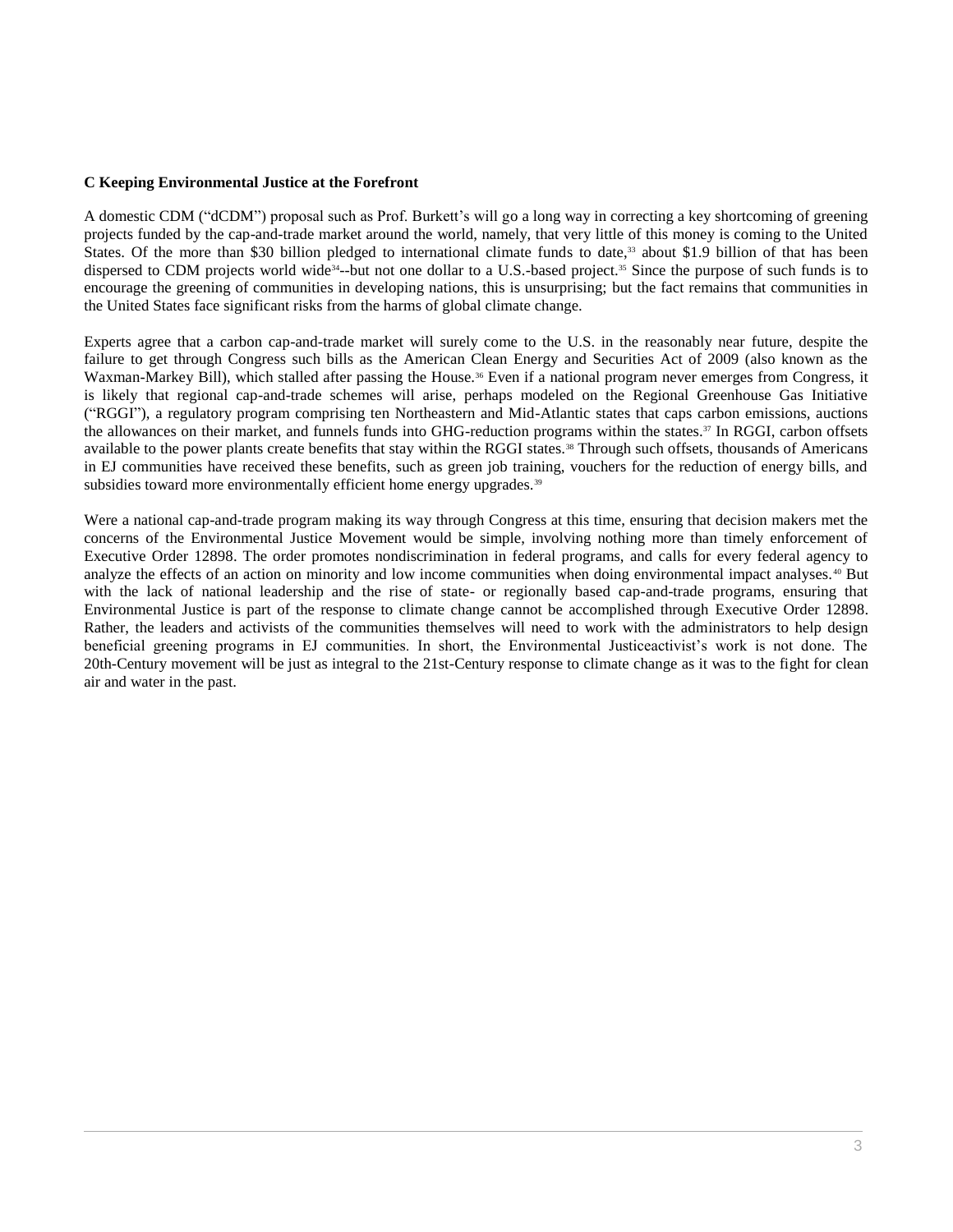**C Keeping Environmental Justice at the Forefront**

A domestic CDM ("dCDM") proposal such as Prof. Burkett's will go a long way in correcting a key shortcoming of greening projects funded by the cap-and-trade market around the world, namely, that very little of this money is coming to the United States. Of the more than $30 billion pledged to international climate funds to date,[33] about $1.9 billion of that has been dispersed to CDM projects world wide[34]--but not one dollar to a U.S.-based project.[35] Since the purpose of such funds is to encourage the greening of communities in developing nations, this is unsurprising; but the fact remains that communities in the United States face significant risks from the harms of global climate change.

Experts agree that a carbon cap-and-trade market will surely come to the U.S. in the reasonably near future, despite the failure to get through Congress such bills as the American Clean Energy and Securities Act of 2009 (also known as the Waxman-Markey Bill), which stalled after passing the House.[36] Even if a national program never emerges from Congress, it is likely that regional cap-and-trade schemes will arise, perhaps modeled on the Regional Greenhouse Gas Initiative ("RGGI"), a regulatory program comprising ten Northeastern and Mid-Atlantic states that caps carbon emissions, auctions the allowances on their market, and funnels funds into GHG-reduction programs within the states.[37] In RGGI, carbon offsets available to the power plants create benefits that stay within the RGGI states.[38] Through such offsets, thousands of Americans in EJ communities have received these benefits, such as green job training, vouchers for the reduction of energy bills, and subsidies toward more environmentally efficient home energy upgrades.[39]

Were a national cap-and-trade program making its way through Congress at this time, ensuring that decision makers met the concerns of the Environmental Justice Movement would be simple, involving nothing more than timely enforcement of Executive Order 12898. The order promotes nondiscrimination in federal programs, and calls for every federal agency to analyze the effects of an action on minority and low income communities when doing environmental impact analyses.[40] But with the lack of national leadership and the rise of state- or regionally based cap-and-trade programs, ensuring that Environmental Justice is part of the response to climate change cannot be accomplished through Executive Order 12898. Rather, the leaders and activists of the communities themselves will need to work with the administrators to help design beneficial greening programs in EJ communities. In short, the Environmental Justiceactivist's work is not done. The 20th-Century movement will be just as integral to the 21st-Century response to climate change as it was to the fight for clean air and water in the past.